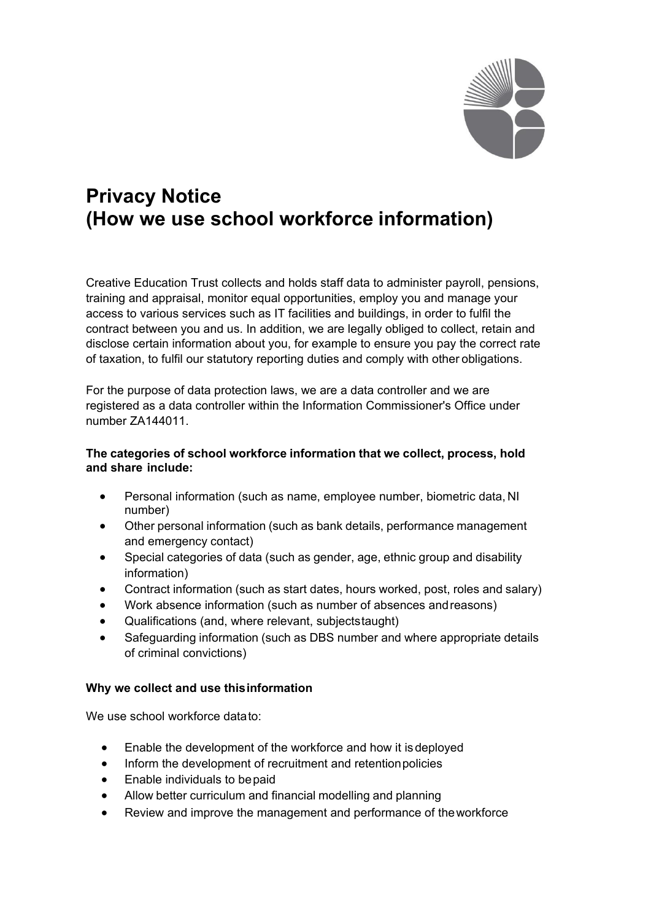# Privacy Notice
# (How we use school workforce information)

Creative Education Trust collects and holds staff data to administer payroll, pensions, training and appraisal, monitor equal opportunities, employ you and manage your access to various services such as IT facilities and buildings, in order to fulfil the contract between you and us. In addition, we are legally obliged to collect, retain and disclose certain information about you, for example to ensure you pay the correct rate of taxation, to fulfil our statutory reporting duties and comply with other obligations.

For the purpose of data protection laws, we are a data controller and we are registered as a data controller within the Information Commissioner's Office under number ZA144011.

**The categories of school workforce information that we collect, process, hold and share include:**

- Personal information (such as name, employee number, biometric data, NI number)
- Other personal information (such as bank details, performance management and emergency contact)
- Special categories of data (such as gender, age, ethnic group and disability information)
- Contract information (such as start dates, hours worked, post, roles and salary)
- Work absence information (such as number of absences and reasons)
- Qualifications (and, where relevant, subjects taught)
- Safeguarding information (such as DBS number and where appropriate details of criminal convictions)

**Why we collect and use this information**

We use school workforce data to:

- Enable the development of the workforce and how it is deployed
- Inform the development of recruitment and retention policies
- Enable individuals to be paid
- Allow better curriculum and financial modelling and planning
- Review and improve the management and performance of the workforce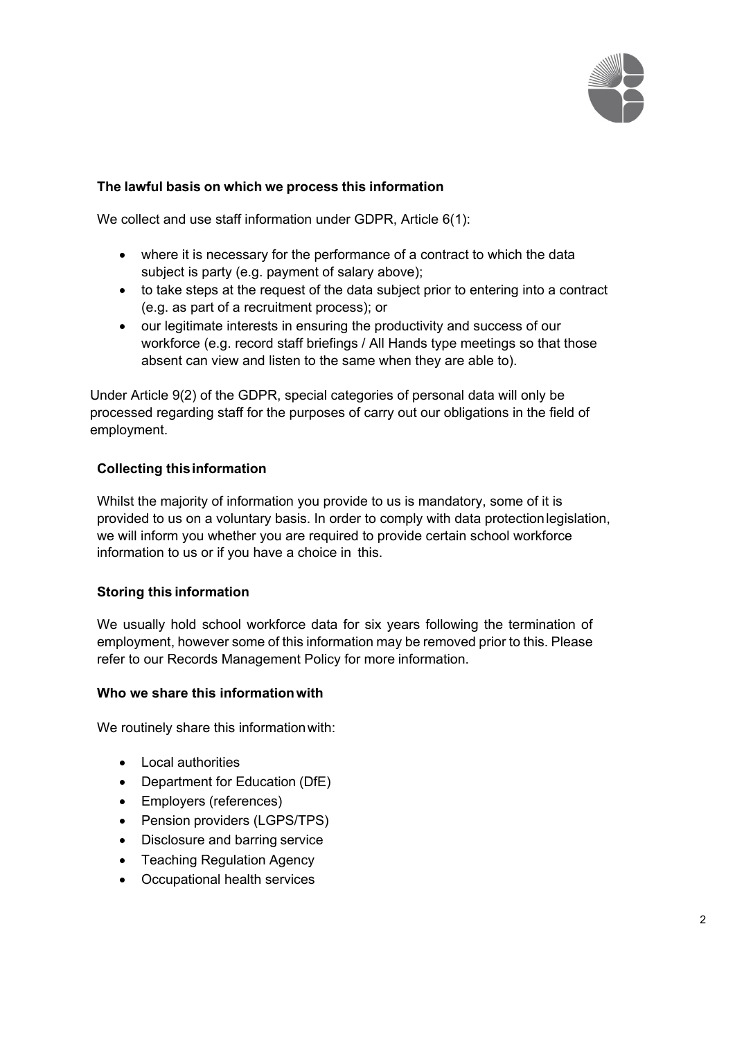**The lawful basis on which we process this information**

We collect and use staff information under GDPR, Article 6(1):

- where it is necessary for the performance of a contract to which the data subject is party (e.g. payment of salary above);
- to take steps at the request of the data subject prior to entering into a contract (e.g. as part of a recruitment process); or
- our legitimate interests in ensuring the productivity and success of our workforce (e.g. record staff briefings / All Hands type meetings so that those absent can view and listen to the same when they are able to).

Under Article 9(2) of the GDPR, special categories of personal data will only be processed regarding staff for the purposes of carry out our obligations in the field of employment.

**Collecting this information**

Whilst the majority of information you provide to us is mandatory, some of it is provided to us on a voluntary basis. In order to comply with data protection legislation, we will inform you whether you are required to provide certain school workforce information to us or if you have a choice in this.

**Storing this information**

We usually hold school workforce data for six years following the termination of employment, however some of this information may be removed prior to this. Please refer to our Records Management Policy for more information.

**Who we share this information with**

We routinely share this information with:

- Local authorities
- Department for Education (DfE)
- Employers (references)
- Pension providers (LGPS/TPS)
- Disclosure and barring service
- Teaching Regulation Agency
- Occupational health services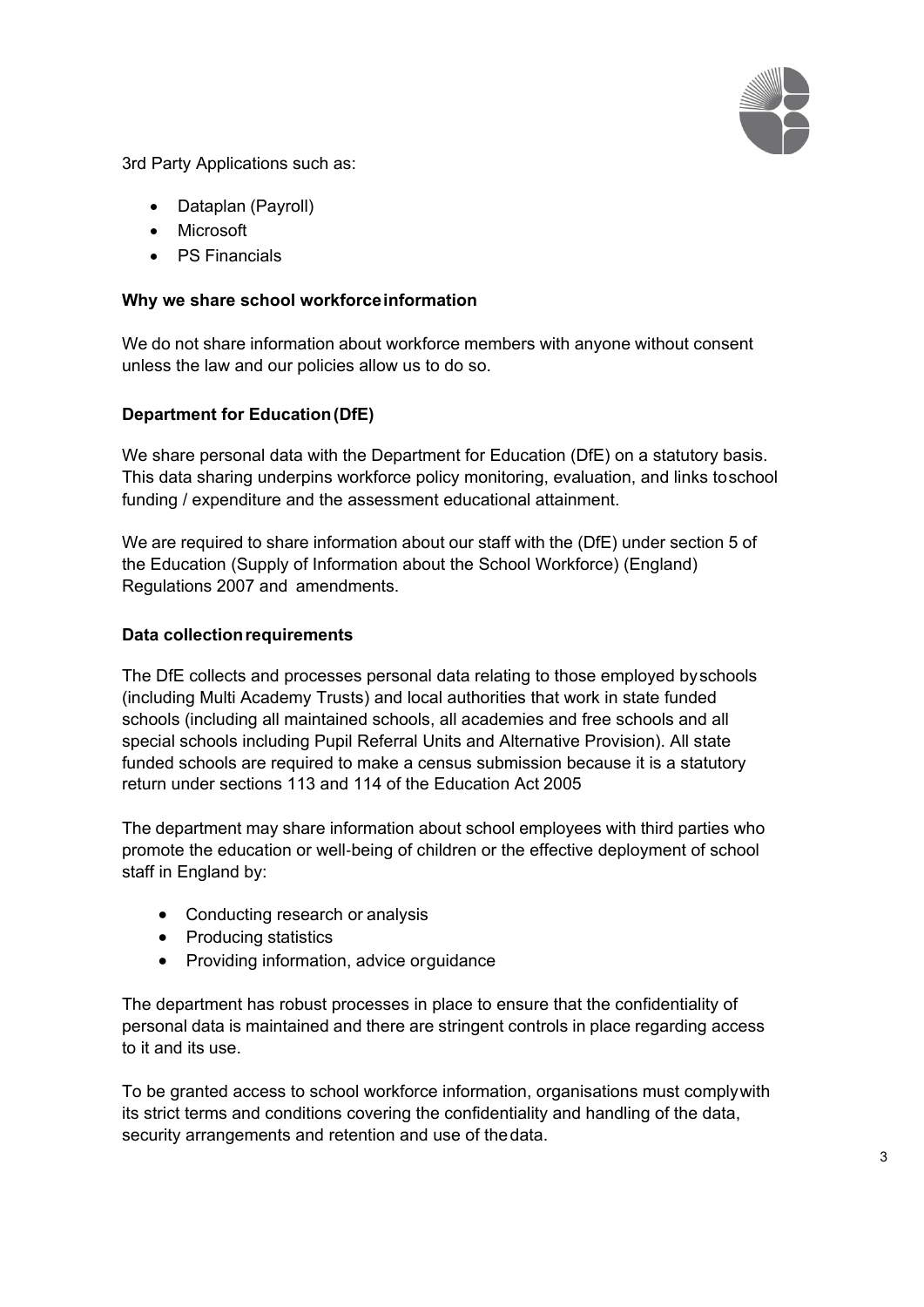3rd Party Applications such as:

- Dataplan (Payroll)
- Microsoft
- PS Financials

**Why we share school workforce information**

We do not share information about workforce members with anyone without consent unless the law and our policies allow us to do so.

**Department for Education (DfE)**

We share personal data with the Department for Education (DfE) on a statutory basis. This data sharing underpins workforce policy monitoring, evaluation, and links to school funding / expenditure and the assessment educational attainment.

We are required to share information about our staff with the (DfE) under section 5 of the Education (Supply of Information about the School Workforce) (England) Regulations 2007 and amendments.

**Data collection requirements**

The DfE collects and processes personal data relating to those employed by schools (including Multi Academy Trusts) and local authorities that work in state funded schools (including all maintained schools, all academies and free schools and all special schools including Pupil Referral Units and Alternative Provision). All state funded schools are required to make a census submission because it is a statutory return under sections 113 and 114 of the Education Act 2005

The department may share information about school employees with third parties who promote the education or well-being of children or the effective deployment of school staff in England by:

- Conducting research or analysis
- Producing statistics
- Providing information, advice or guidance

The department has robust processes in place to ensure that the confidentiality of personal data is maintained and there are stringent controls in place regarding access to it and its use.

To be granted access to school workforce information, organisations must comply with its strict terms and conditions covering the confidentiality and handling of the data, security arrangements and retention and use of the data.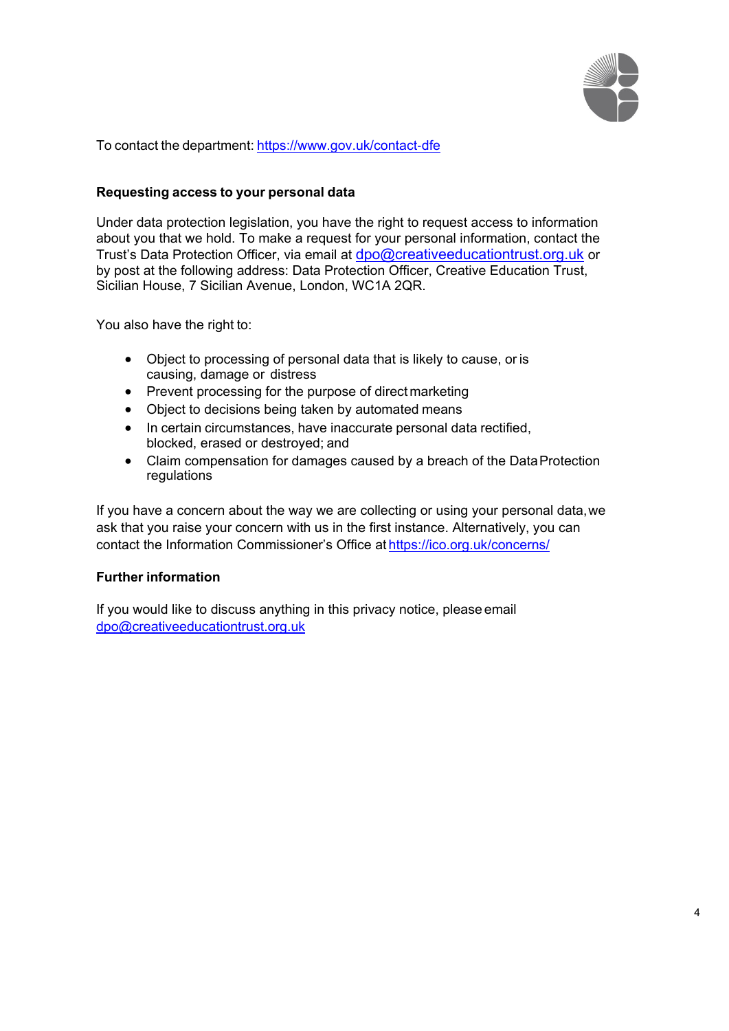To contact the department: https://www.gov.uk/contact-dfe

**Requesting access to your personal data**

Under data protection legislation, you have the right to request access to information about you that we hold. To make a request for your personal information, contact the Trust's Data Protection Officer, via email at dpo@creativeeducationtrust.org.uk or by post at the following address: Data Protection Officer, Creative Education Trust, Sicilian House, 7 Sicilian Avenue, London, WC1A 2QR.

You also have the right to:

- Object to processing of personal data that is likely to cause, or is causing, damage or distress
- Prevent processing for the purpose of direct marketing
- Object to decisions being taken by automated means
- In certain circumstances, have inaccurate personal data rectified, blocked, erased or destroyed; and
- Claim compensation for damages caused by a breach of the Data Protection regulations

If you have a concern about the way we are collecting or using your personal data, we ask that you raise your concern with us in the first instance. Alternatively, you can contact the Information Commissioner's Office at https://ico.org.uk/concerns/

**Further information**

If you would like to discuss anything in this privacy notice, please email dpo@creativeeducationtrust.org.uk